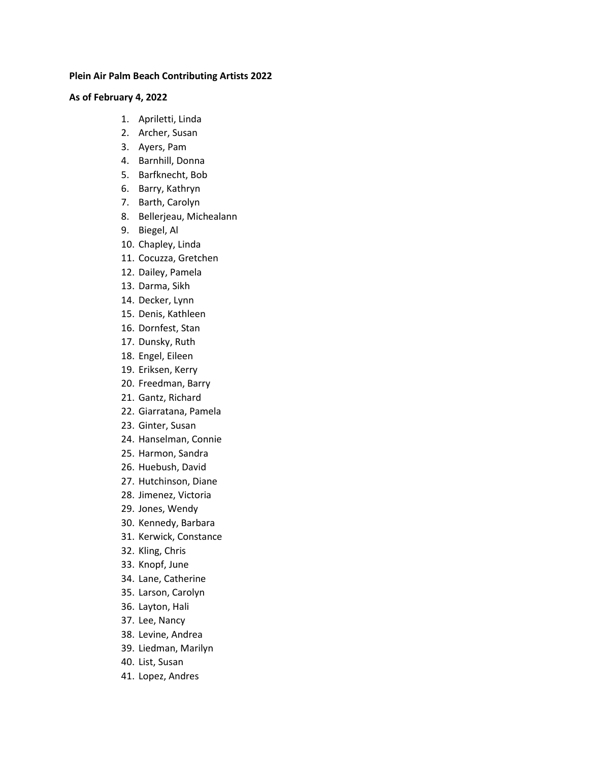**Plein Air Palm Beach Contributing Artists 2022**

**As of February 4, 2022**

1. Apriletti, Linda
2. Archer, Susan
3. Ayers, Pam
4. Barnhill, Donna
5. Barfknecht, Bob
6. Barry, Kathryn
7. Barth, Carolyn
8. Bellerjeau, Michealann
9. Biegel, Al
10. Chapley, Linda
11. Cocuzza, Gretchen
12. Dailey, Pamela
13. Darma, Sikh
14. Decker, Lynn
15. Denis, Kathleen
16. Dornfest, Stan
17. Dunsky, Ruth
18. Engel, Eileen
19. Eriksen, Kerry
20. Freedman, Barry
21. Gantz, Richard
22. Giarratana, Pamela
23. Ginter, Susan
24. Hanselman, Connie
25. Harmon, Sandra
26. Huebush, David
27. Hutchinson, Diane
28. Jimenez, Victoria
29. Jones, Wendy
30. Kennedy, Barbara
31. Kerwick, Constance
32. Kling, Chris
33. Knopf, June
34. Lane, Catherine
35. Larson, Carolyn
36. Layton, Hali
37. Lee, Nancy
38. Levine, Andrea
39. Liedman, Marilyn
40. List, Susan
41. Lopez, Andres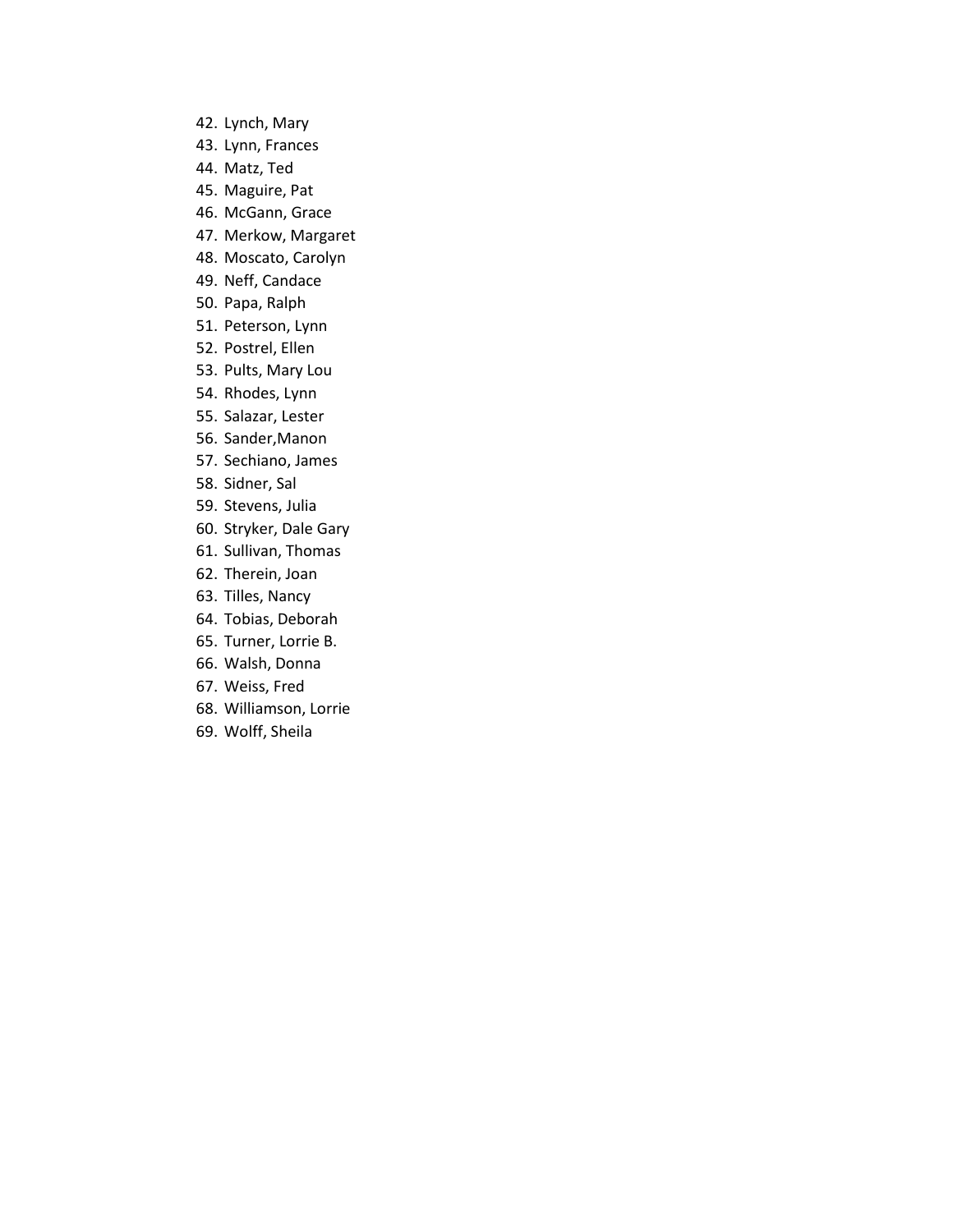42. Lynch, Mary
43. Lynn, Frances
44. Matz, Ted
45. Maguire, Pat
46. McGann, Grace
47. Merkow, Margaret
48. Moscato, Carolyn
49. Neff, Candace
50. Papa, Ralph
51. Peterson, Lynn
52. Postrel, Ellen
53. Pults, Mary Lou
54. Rhodes, Lynn
55. Salazar, Lester
56. Sander,Manon
57. Sechiano, James
58. Sidner, Sal
59. Stevens, Julia
60. Stryker, Dale Gary
61. Sullivan, Thomas
62. Therein, Joan
63. Tilles, Nancy
64. Tobias, Deborah
65. Turner, Lorrie B.
66. Walsh, Donna
67. Weiss, Fred
68. Williamson, Lorrie
69. Wolff, Sheila